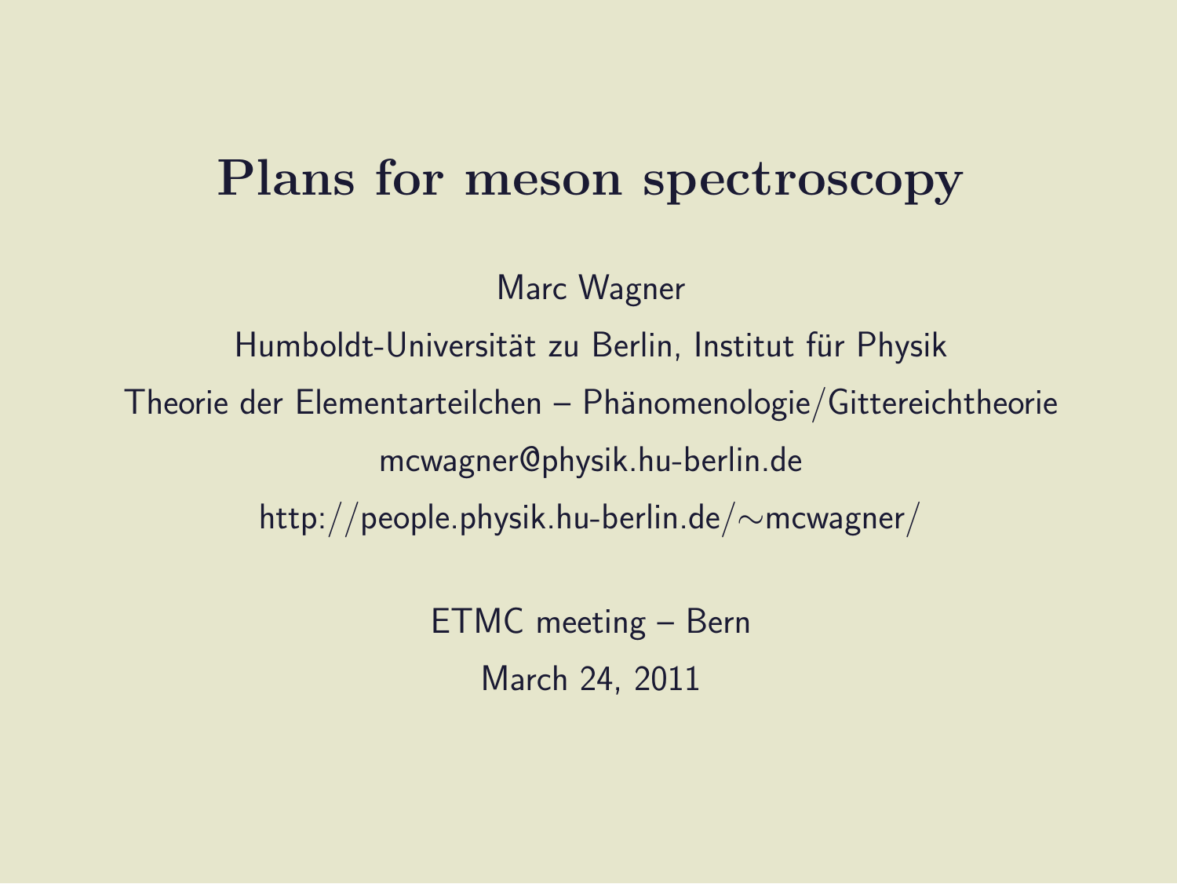# Plans for meson spectroscopy

Marc Wagner

Humboldt-Universität zu Berlin, Institut für Physik

Theorie der Elementarteilchen – Phänomenologie/Gittereichtheorie

mcwagner@physik.hu-berlin.de

http://people.physik.hu-berlin.de/~mcwagner/

ETMC meeting – Bern

March 24, 2011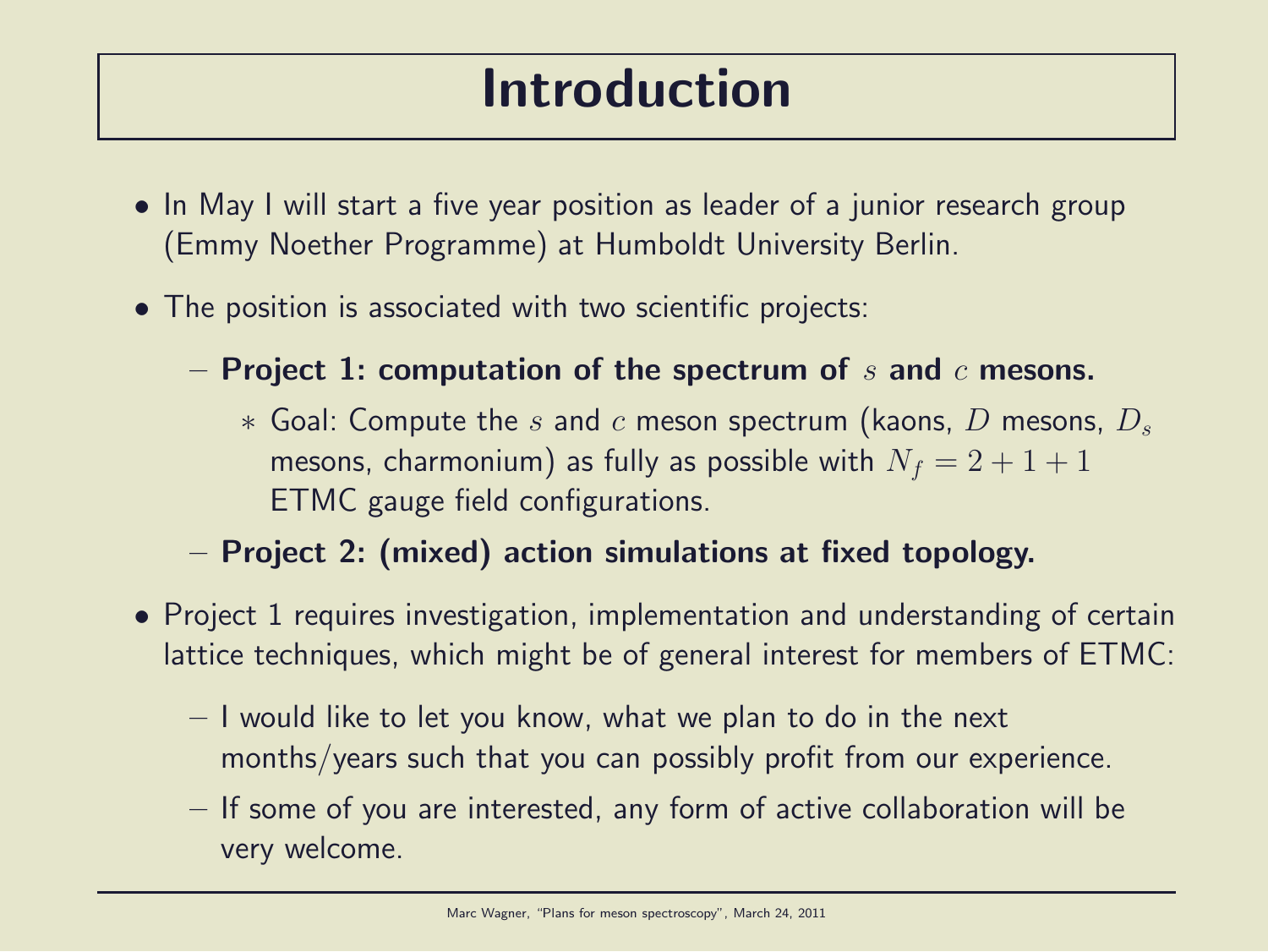# Introduction

- In May I will start a five year position as leader of a junior research group (Emmy Noether Programme) at Humboldt University Berlin.
- The position is associated with two scientific projects:
  - **Project 1: computation of the spectrum of $s$ and $c$ mesons.**
    - Goal: Compute the $s$ and $c$ meson spectrum (kaons, $D$ mesons, $D_s$ mesons, charmonium) as fully as possible with $N_f = 2+1+1$ ETMC gauge field configurations.
  - **Project 2: (mixed) action simulations at fixed topology.**
- Project 1 requires investigation, implementation and understanding of certain lattice techniques, which might be of general interest for members of ETMC:
  - I would like to let you know, what we plan to do in the next months/years such that you can possibly profit from our experience.
  - If some of you are interested, any form of active collaboration will be very welcome.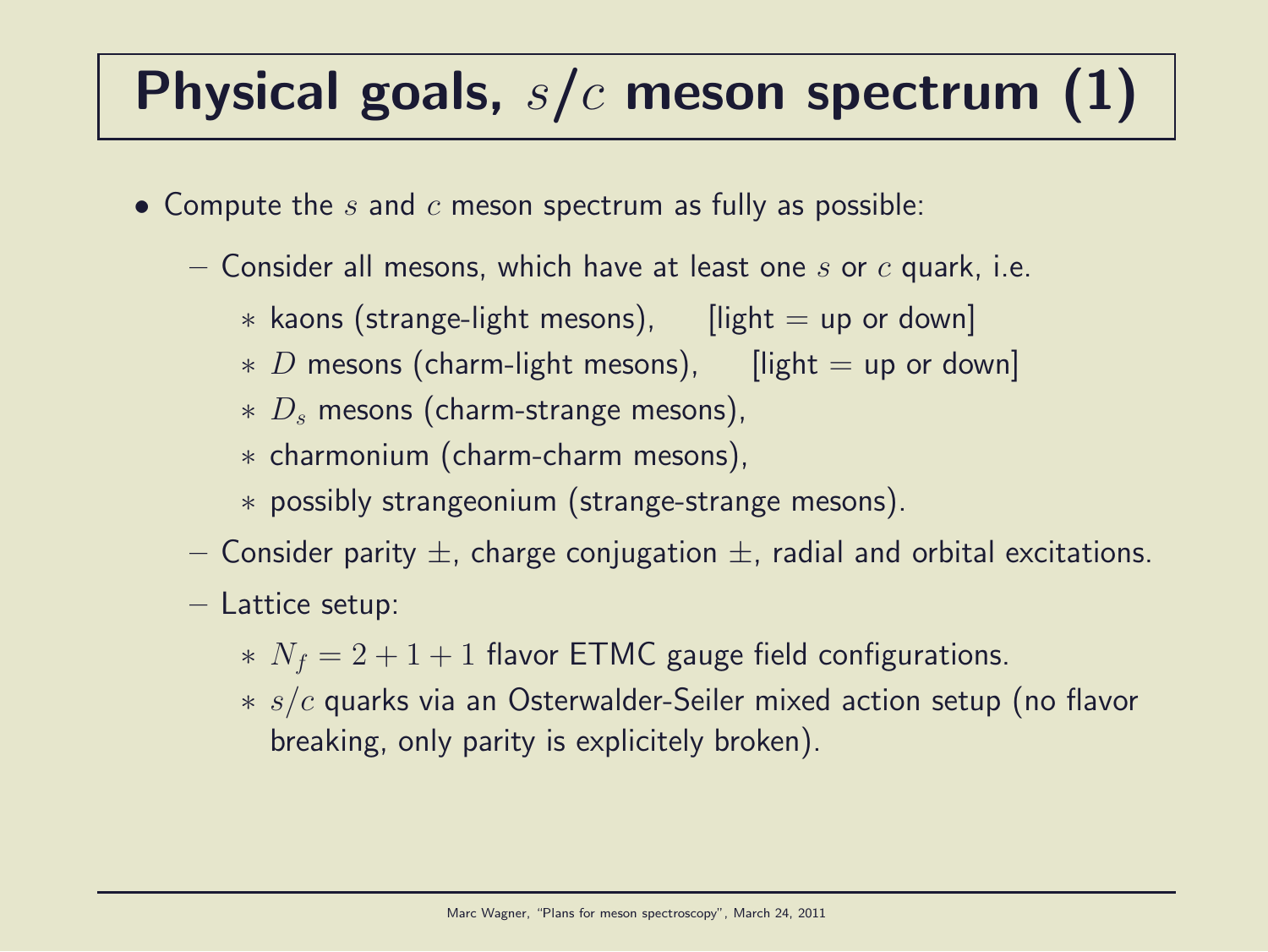# Physical goals, $s/c$ meson spectrum (1)

- Compute the $s$ and $c$ meson spectrum as fully as possible:
  - Consider all mesons, which have at least one $s$ or $c$ quark, i.e.
    - kaons (strange-light mesons), [light = up or down]
    - $D$ mesons (charm-light mesons), [light = up or down]
    - $D_s$ mesons (charm-strange mesons),
    - charmonium (charm-charm mesons),
    - possibly strangeonium (strange-strange mesons).
  - Consider parity $\pm$, charge conjugation $\pm$, radial and orbital excitations.
  - Lattice setup:
    - $N_f = 2 + 1 + 1$ flavor ETMC gauge field configurations.
    - $s/c$ quarks via an Osterwalder-Seiler mixed action setup (no flavor breaking, only parity is explicitely broken).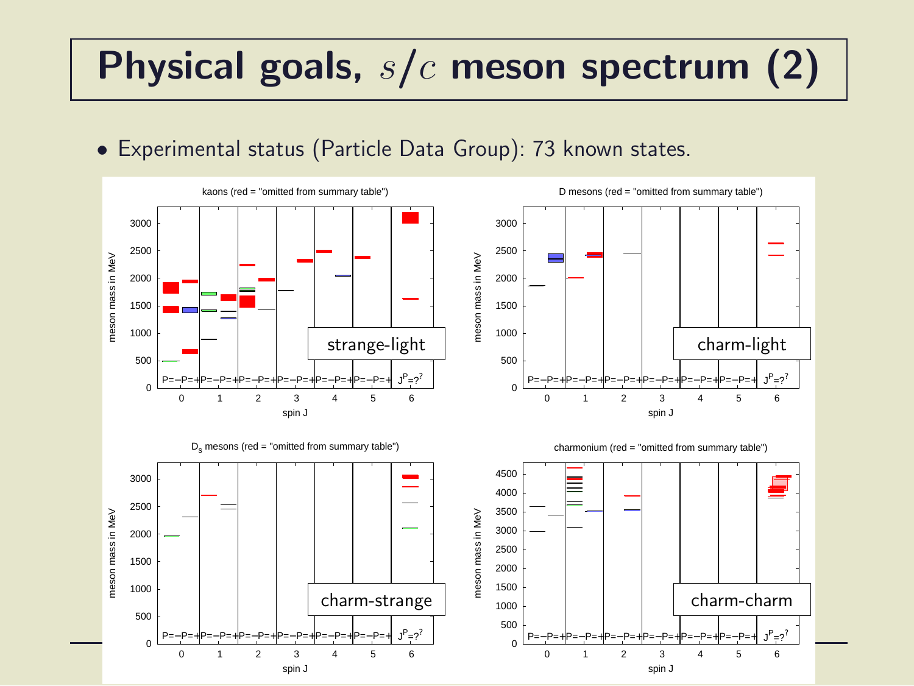# Physical goals, $s/c$ meson spectrum (2)

- Experimental status (Particle Data Group): 73 known states.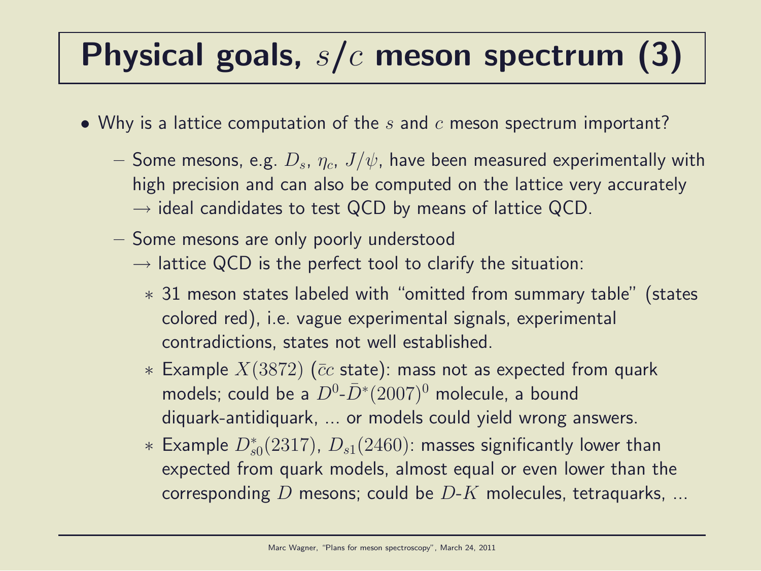# Physical goals, $s/c$ meson spectrum (3)

- Why is a lattice computation of the $s$ and $c$ meson spectrum important?
  - Some mesons, e.g. $D_s$, $\eta_c$, $J/\psi$, have been measured experimentally with high precision and can also be computed on the lattice very accurately $\rightarrow$ ideal candidates to test QCD by means of lattice QCD.
  - Some mesons are only poorly understood
    $\rightarrow$ lattice QCD is the perfect tool to clarify the situation:
    * 31 meson states labeled with "omitted from summary table" (states colored red), i.e. vague experimental signals, experimental contradictions, states not well established.
    * Example $X(3872)$ ($\bar{c}c$ state): mass not as expected from quark models; could be a $D^0$-$\bar{D}^*(2007)^0$ molecule, a bound diquark-antidiquark, ... or models could yield wrong answers.
    * Example $D_{s0}^*(2317)$, $D_{s1}(2460)$: masses significantly lower than expected from quark models, almost equal or even lower than the corresponding $D$ mesons; could be $D$-$K$ molecules, tetraquarks, ...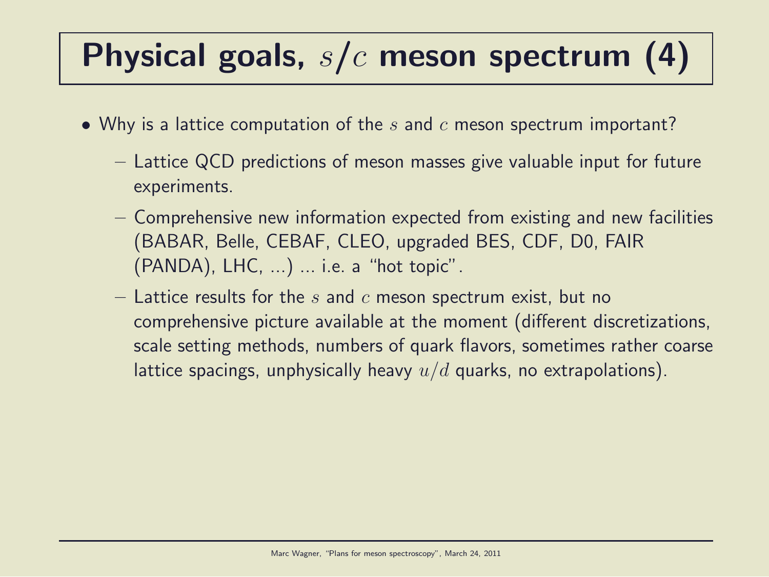# Physical goals, $s/c$ meson spectrum (4)

- Why is a lattice computation of the $s$ and $c$ meson spectrum important?
  - Lattice QCD predictions of meson masses give valuable input for future experiments.
  - Comprehensive new information expected from existing and new facilities (BABAR, Belle, CEBAF, CLEO, upgraded BES, CDF, D0, FAIR (PANDA), LHC, ...) ... i.e. a "hot topic".
  - Lattice results for the $s$ and $c$ meson spectrum exist, but no comprehensive picture available at the moment (different discretizations, scale setting methods, numbers of quark flavors, sometimes rather coarse lattice spacings, unphysically heavy $u/d$ quarks, no extrapolations).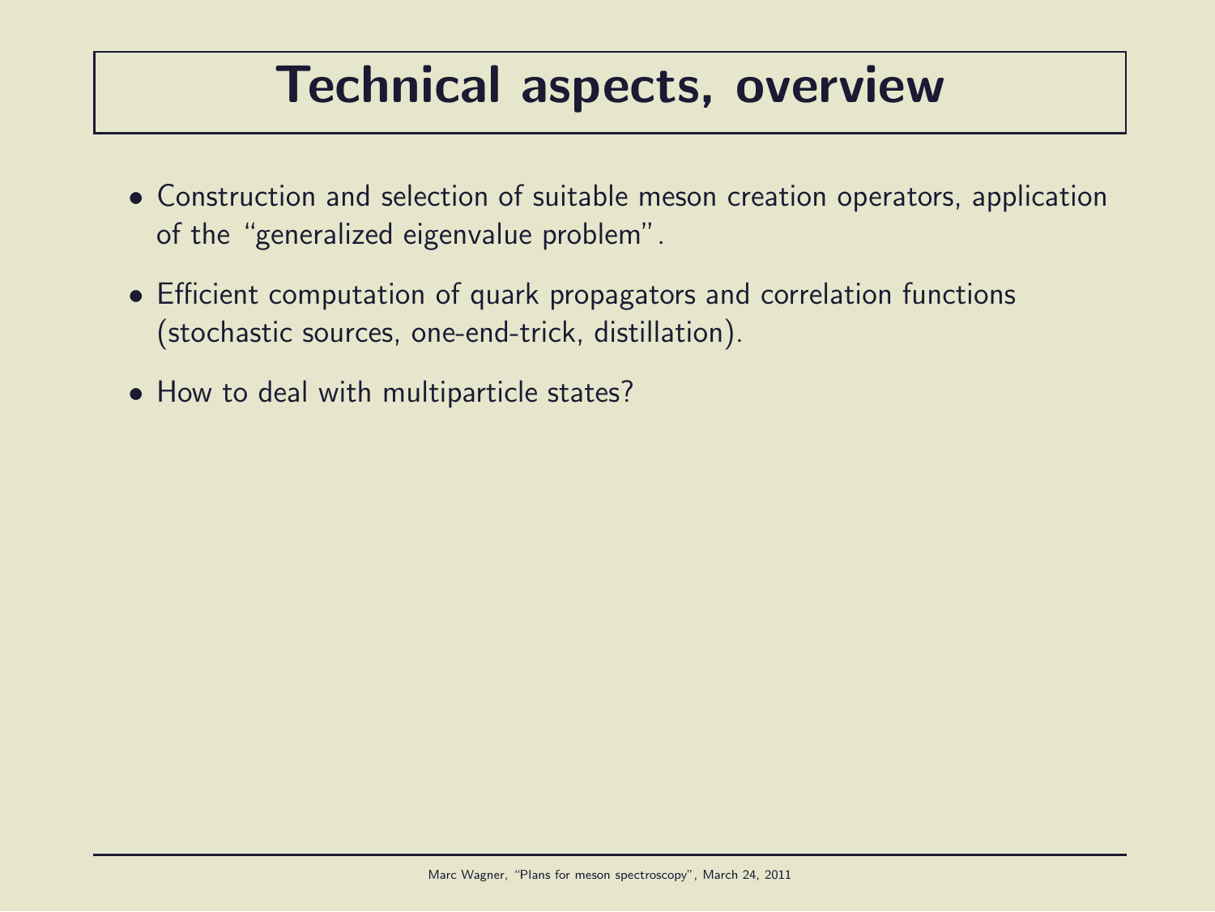# Technical aspects, overview

- Construction and selection of suitable meson creation operators, application of the "generalized eigenvalue problem".
- Efficient computation of quark propagators and correlation functions (stochastic sources, one-end-trick, distillation).
- How to deal with multiparticle states?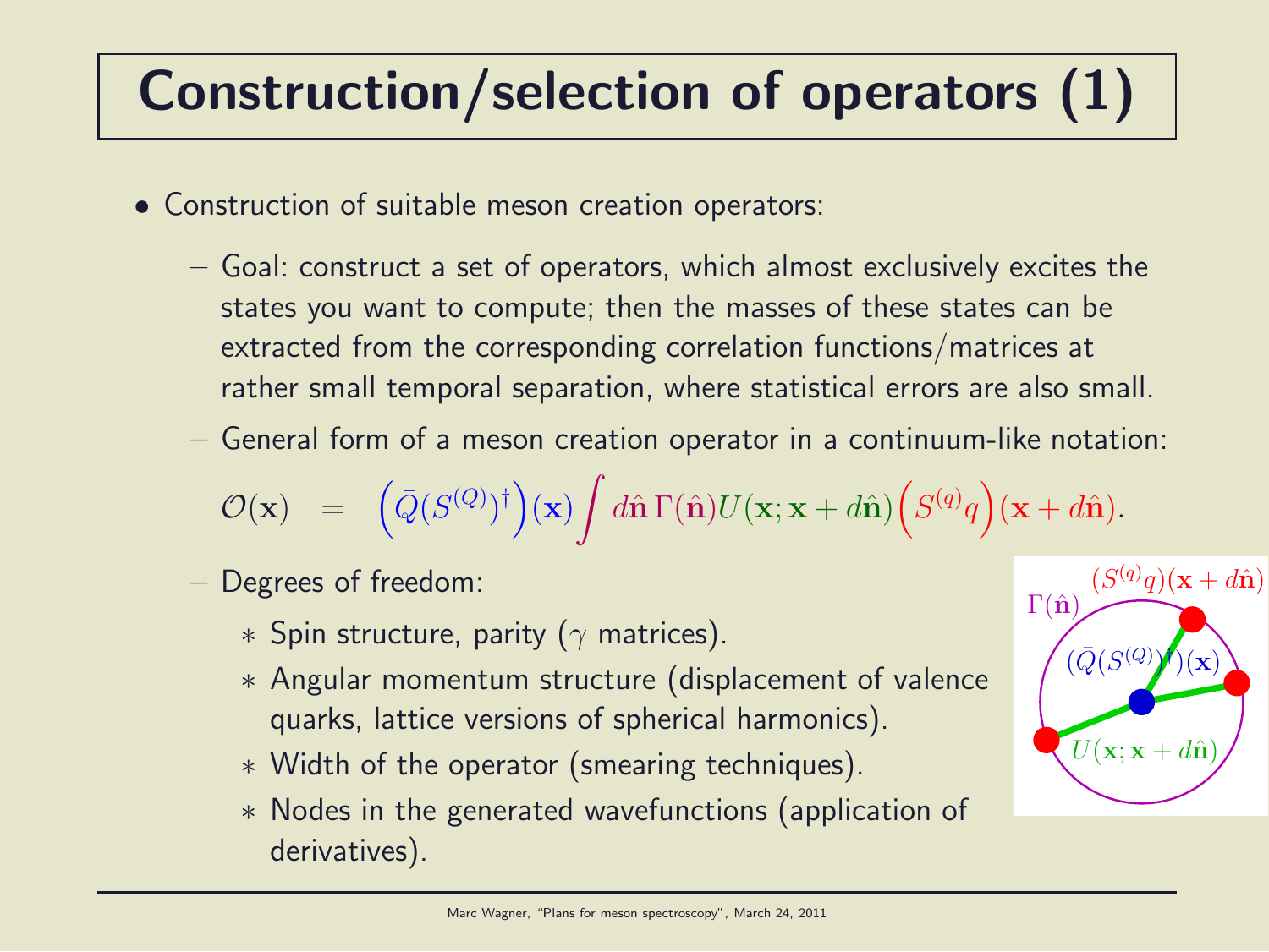# Construction/selection of operators (1)

- Construction of suitable meson creation operators:
  - Goal: construct a set of operators, which almost exclusively excites the states you want to compute; then the masses of these states can be extracted from the corresponding correlation functions/matrices at rather small temporal separation, where statistical errors are also small.
  - General form of a meson creation operator in a continuum-like notation:

$$\mathcal{O}(\mathbf{x}) \;\; = \;\; \Big(\bar{Q}(S^{(Q)})^\dagger\Big)(\mathbf{x}) \int d\hat{\mathbf{n}}\, \Gamma(\hat{\mathbf{n}}) U(\mathbf{x};\mathbf{x}+d\hat{\mathbf{n}}) \Big(S^{(q)} q\Big)(\mathbf{x}+d\hat{\mathbf{n}}).$$

  - Degrees of freedom:
    - Spin structure, parity ($\gamma$ matrices).
    - Angular momentum structure (displacement of valence quarks, lattice versions of spherical harmonics).
    - Width of the operator (smearing techniques).
    - Nodes in the generated wavefunctions (application of derivatives).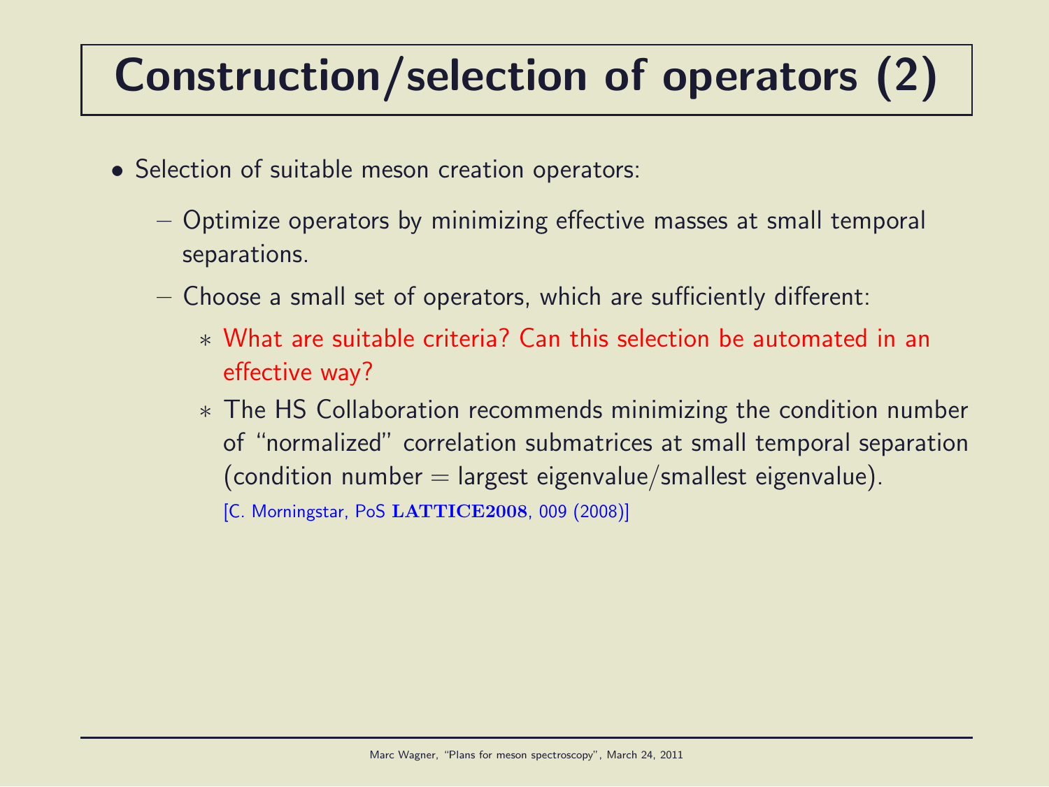# Construction/selection of operators (2)

- Selection of suitable meson creation operators:
  - Optimize operators by minimizing effective masses at small temporal separations.
  - Choose a small set of operators, which are sufficiently different:
    - What are suitable criteria? Can this selection be automated in an effective way?
    - The HS Collaboration recommends minimizing the condition number of "normalized" correlation submatrices at small temporal separation (condition number = largest eigenvalue/smallest eigenvalue).
      [C. Morningstar, PoS **LATTICE2008**, 009 (2008)]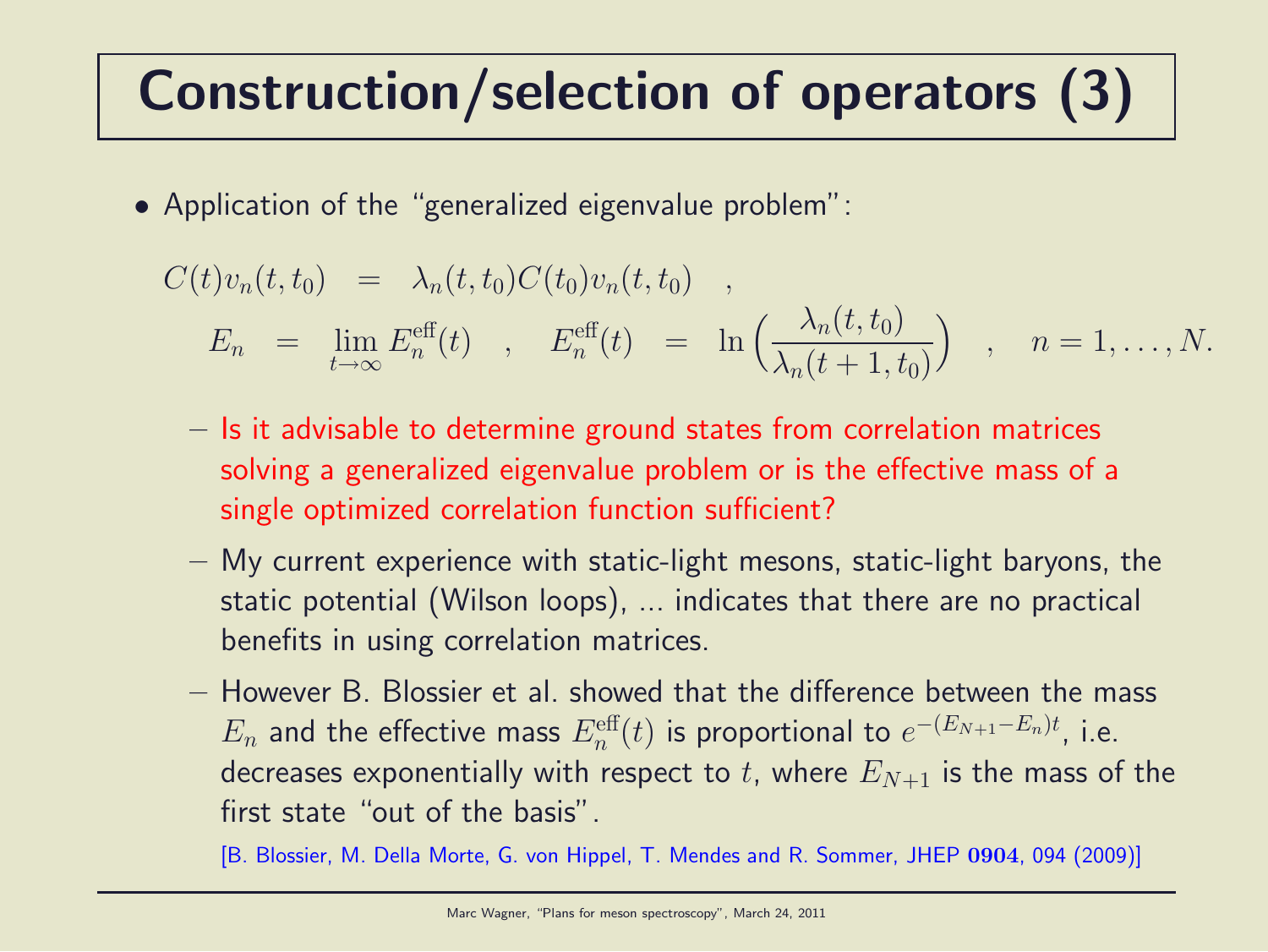# Construction/selection of operators (3)

- Application of the "generalized eigenvalue problem":

$$C(t)v_n(t,t_0) \quad = \quad \lambda_n(t,t_0)C(t_0)v_n(t,t_0) \quad ,$$

$$E_n \quad = \quad \lim_{t \to \infty} E_n^{\mathrm{eff}}(t) \quad , \quad E_n^{\mathrm{eff}}(t) \quad = \quad \ln\Big(\frac{\lambda_n(t,t_0)}{\lambda_n(t+1,t_0)}\Big) \quad , \quad n = 1, \ldots, N.$$

  - Is it advisable to determine ground states from correlation matrices solving a generalized eigenvalue problem or is the effective mass of a single optimized correlation function sufficient?
  - My current experience with static-light mesons, static-light baryons, the static potential (Wilson loops), ... indicates that there are no practical benefits in using correlation matrices.
  - However B. Blossier et al. showed that the difference between the mass $E_n$ and the effective mass $E_n^{\mathrm{eff}}(t)$ is proportional to $e^{-(E_{N+1}-E_n)t}$, i.e. decreases exponentially with respect to $t$, where $E_{N+1}$ is the mass of the first state "out of the basis".

    [B. Blossier, M. Della Morte, G. von Hippel, T. Mendes and R. Sommer, JHEP **0904**, 094 (2009)]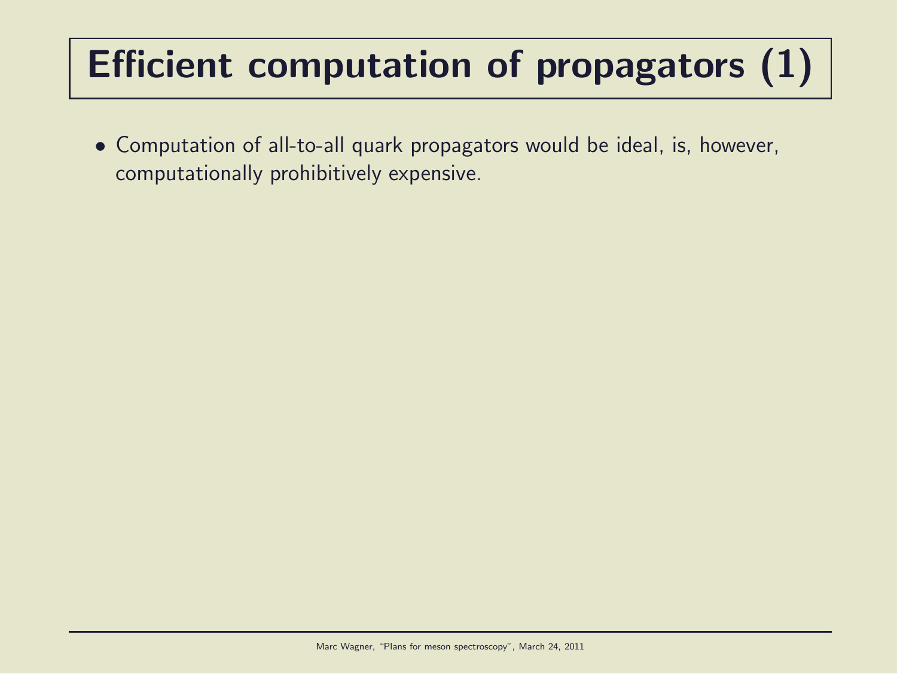# Efficient computation of propagators (1)

- Computation of all-to-all quark propagators would be ideal, is, however, computationally prohibitively expensive.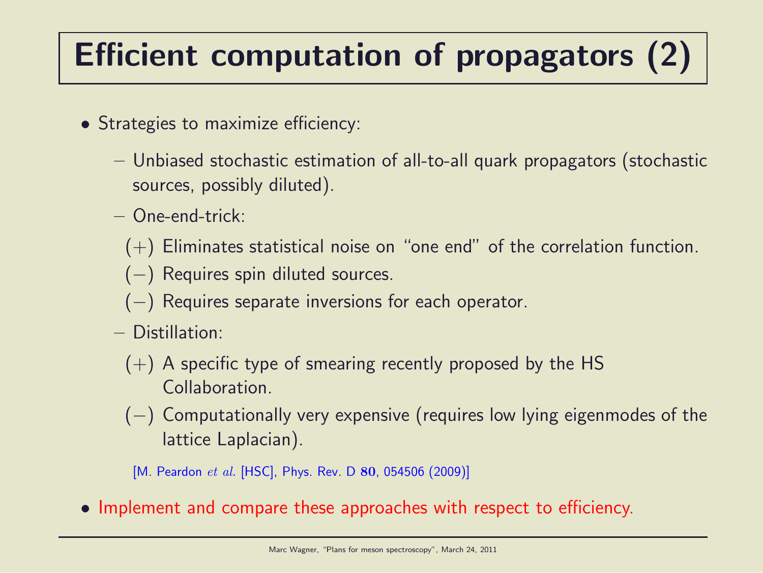# Efficient computation of propagators (2)

- Strategies to maximize efficiency:
  - Unbiased stochastic estimation of all-to-all quark propagators (stochastic sources, possibly diluted).
  - One-end-trick:
    - (+) Eliminates statistical noise on "one end" of the correlation function.
    - (−) Requires spin diluted sources.
    - (−) Requires separate inversions for each operator.
  - Distillation:
    - (+) A specific type of smearing recently proposed by the HS Collaboration.
    - (−) Computationally very expensive (requires low lying eigenmodes of the lattice Laplacian).

    [M. Peardon *et al.* [HSC], Phys. Rev. D **80**, 054506 (2009)]

- Implement and compare these approaches with respect to efficiency.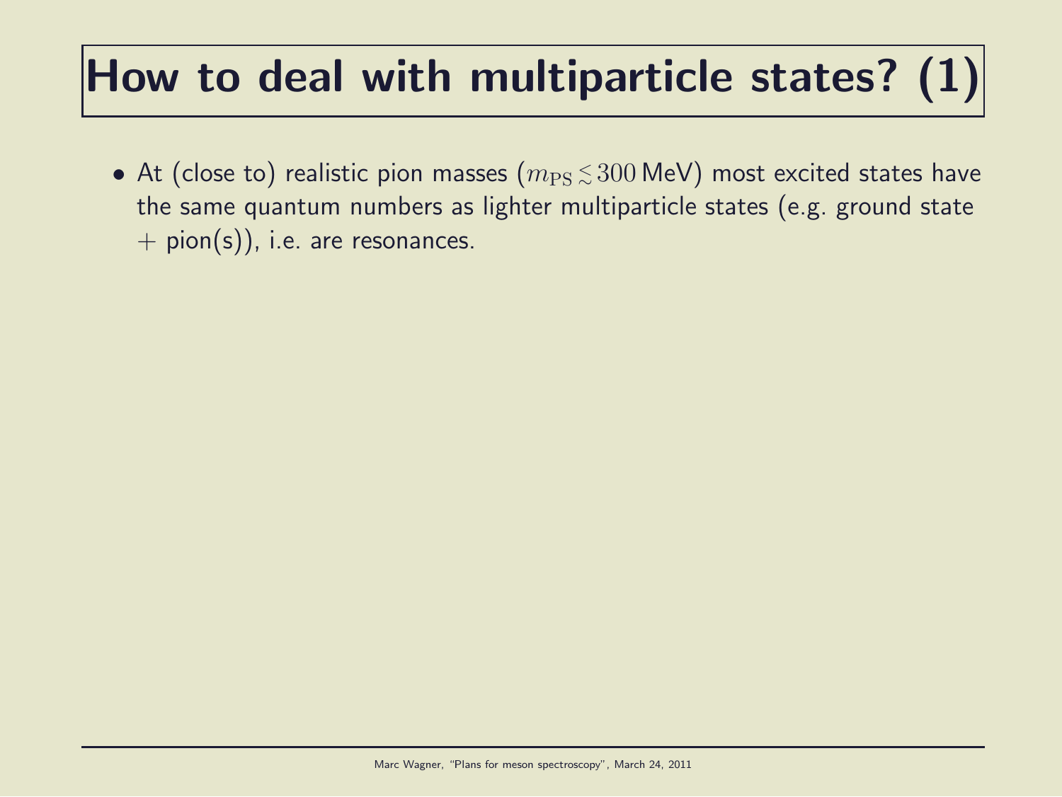# How to deal with multiparticle states? (1)

- At (close to) realistic pion masses ($m_\mathrm{PS} \lesssim 300\,\mathrm{MeV}$) most excited states have the same quantum numbers as lighter multiparticle states (e.g. ground state + pion(s)), i.e. are resonances.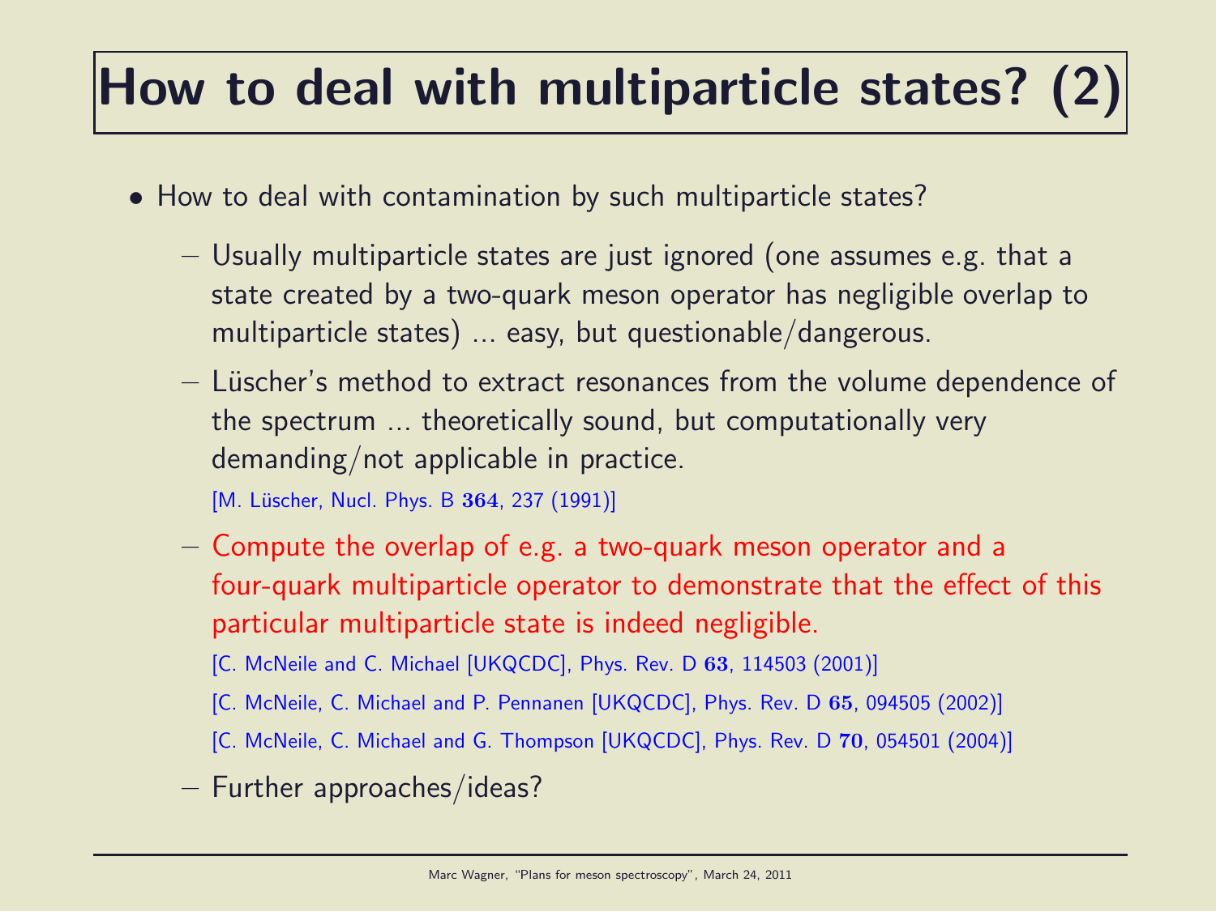# How to deal with multiparticle states? (2)

- How to deal with contamination by such multiparticle states?
  - Usually multiparticle states are just ignored (one assumes e.g. that a state created by a two-quark meson operator has negligible overlap to multiparticle states) ... easy, but questionable/dangerous.
  - Lüscher's method to extract resonances from the volume dependence of the spectrum ... theoretically sound, but computationally very demanding/not applicable in practice.

    [M. Lüscher, Nucl. Phys. B **364**, 237 (1991)]
  - Compute the overlap of e.g. a two-quark meson operator and a four-quark multiparticle operator to demonstrate that the effect of this particular multiparticle state is indeed negligible.

    [C. McNeile and C. Michael [UKQCDC], Phys. Rev. D **63**, 114503 (2001)]

    [C. McNeile, C. Michael and P. Pennanen [UKQCDC], Phys. Rev. D **65**, 094505 (2002)]

    [C. McNeile, C. Michael and G. Thompson [UKQCDC], Phys. Rev. D **70**, 054501 (2004)]
  - Further approaches/ideas?